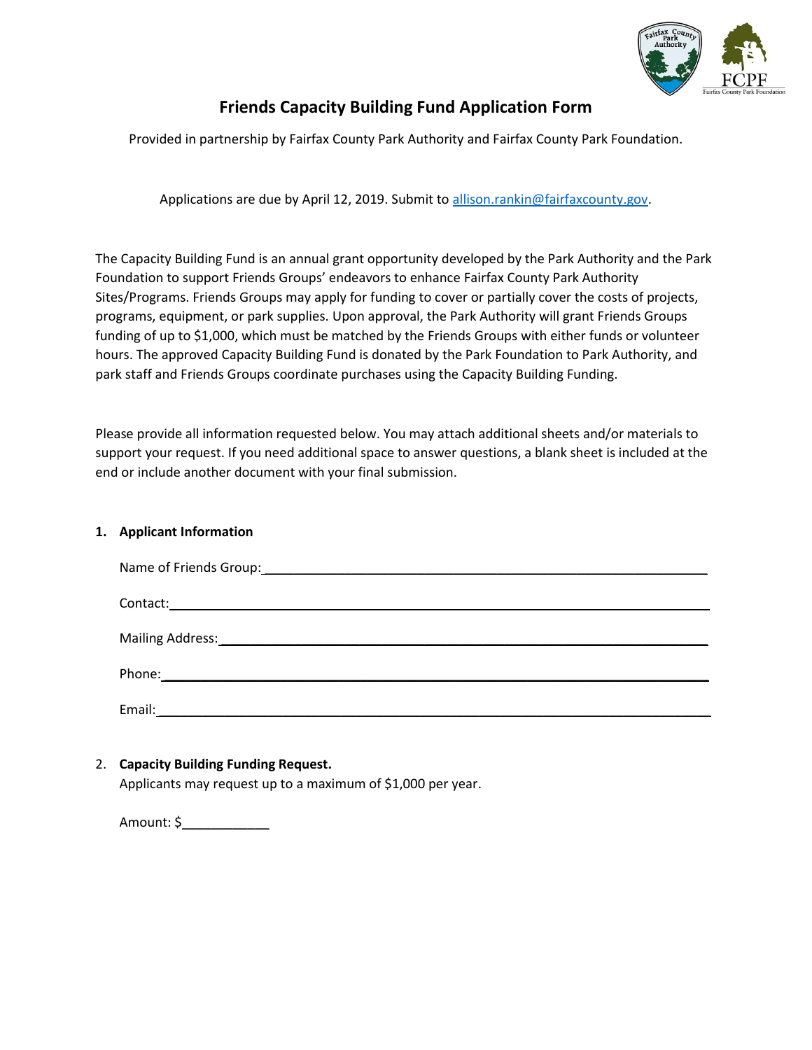# Friends Capacity Building Fund Application Form

Provided in partnership by Fairfax County Park Authority and Fairfax County Park Foundation.

Applications are due by April 12, 2019. Submit to [allison.rankin@fairfaxcounty.gov](mailto:allison.rankin@fairfaxcounty.gov).

The Capacity Building Fund is an annual grant opportunity developed by the Park Authority and the Park Foundation to support Friends Groups' endeavors to enhance Fairfax County Park Authority Sites/Programs. Friends Groups may apply for funding to cover or partially cover the costs of projects, programs, equipment, or park supplies. Upon approval, the Park Authority will grant Friends Groups funding of up to $1,000, which must be matched by the Friends Groups with either funds or volunteer hours. The approved Capacity Building Fund is donated by the Park Foundation to Park Authority, and park staff and Friends Groups coordinate purchases using the Capacity Building Funding.

Please provide all information requested below. You may attach additional sheets and/or materials to support your request. If you need additional space to answer questions, a blank sheet is included at the end or include another document with your final submission.

**1. Applicant Information**

Name of Friends Group:______________________________________________________________

Contact:______________________________________________________________

Mailing Address:______________________________________________________________

Phone:______________________________________________________________

Email:______________________________________________________________

2. **Capacity Building Funding Request.**
   Applicants may request up to a maximum of $1,000 per year.

   Amount: $____________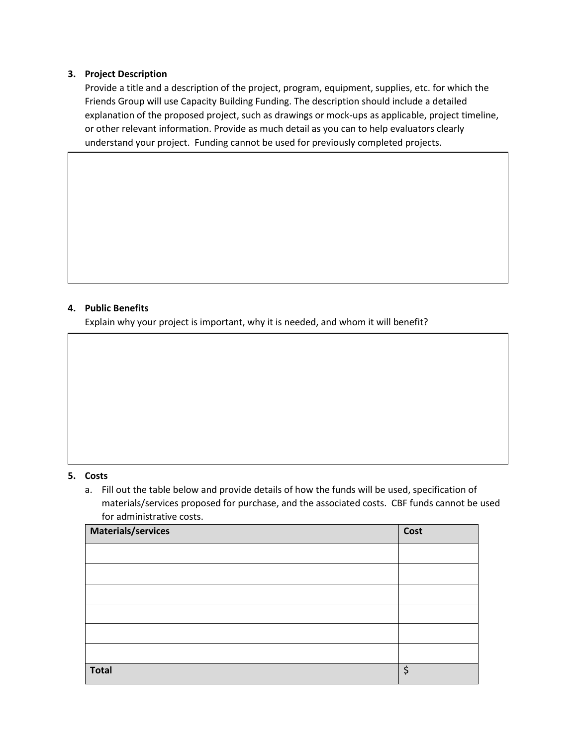3. **Project Description**

   Provide a title and a description of the project, program, equipment, supplies, etc. for which the Friends Group will use Capacity Building Funding. The description should include a detailed explanation of the proposed project, such as drawings or mock-ups as applicable, project timeline, or other relevant information. Provide as much detail as you can to help evaluators clearly understand your project. Funding cannot be used for previously completed projects.

| |
|---|
| |

4. **Public Benefits**

   Explain why your project is important, why it is needed, and whom it will benefit?

| |
|---|
| |

5. **Costs**

   a. Fill out the table below and provide details of how the funds will be used, specification of materials/services proposed for purchase, and the associated costs. CBF funds cannot be used for administrative costs.

| Materials/services | Cost |
|---|---|
| | |
| | |
| | |
| | |
| | |
| | |
| **Total** | $ |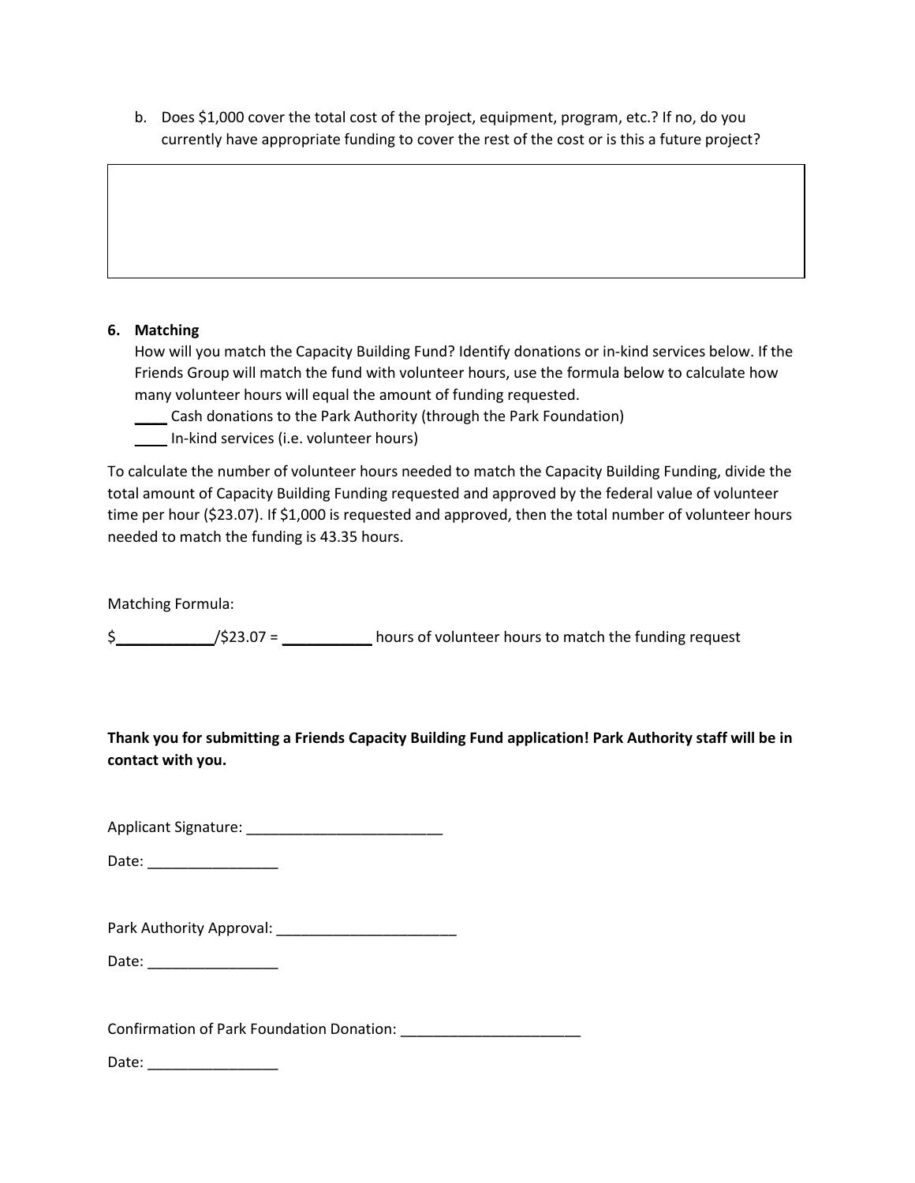b. Does $1,000 cover the total cost of the project, equipment, program, etc.? If no, do you currently have appropriate funding to cover the rest of the cost or is this a future project?

|   |
|---|
|   |

**6. Matching**

How will you match the Capacity Building Fund? Identify donations or in-kind services below. If the Friends Group will match the fund with volunteer hours, use the formula below to calculate how many volunteer hours will equal the amount of funding requested.

____ Cash donations to the Park Authority (through the Park Foundation)

____ In-kind services (i.e. volunteer hours)

To calculate the number of volunteer hours needed to match the Capacity Building Funding, divide the total amount of Capacity Building Funding requested and approved by the federal value of volunteer time per hour ($23.07). If $1,000 is requested and approved, then the total number of volunteer hours needed to match the funding is 43.35 hours.

Matching Formula:

$___________/$23.07 = ___________ hours of volunteer hours to match the funding request

**Thank you for submitting a Friends Capacity Building Fund application! Park Authority staff will be in contact with you.**

Applicant Signature: ________________________

Date: ________________

Park Authority Approval: ______________________

Date: ________________

Confirmation of Park Foundation Donation: ______________________

Date: ________________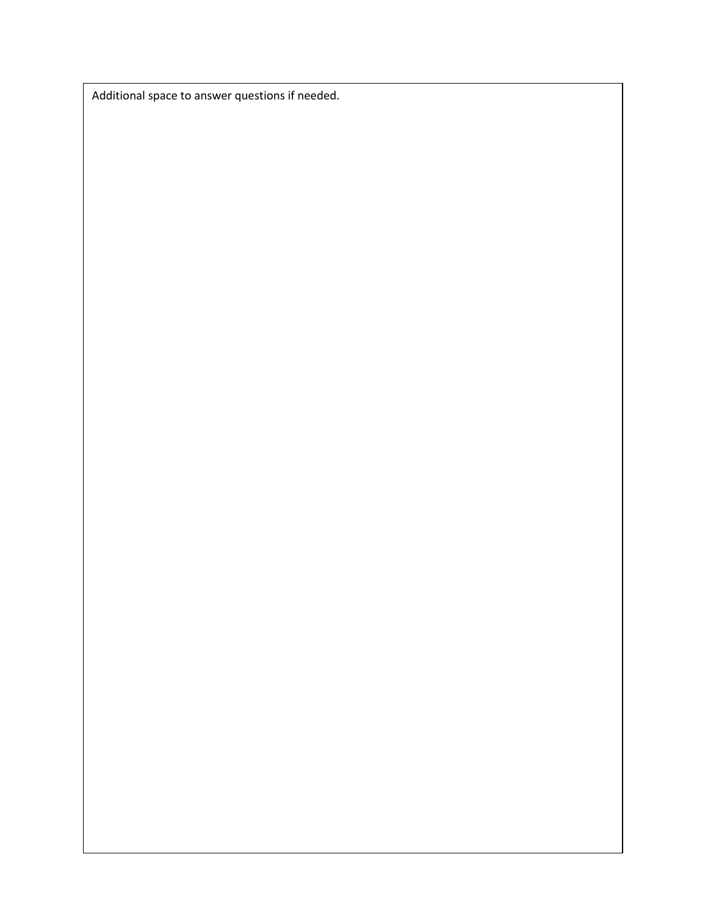Additional space to answer questions if needed.